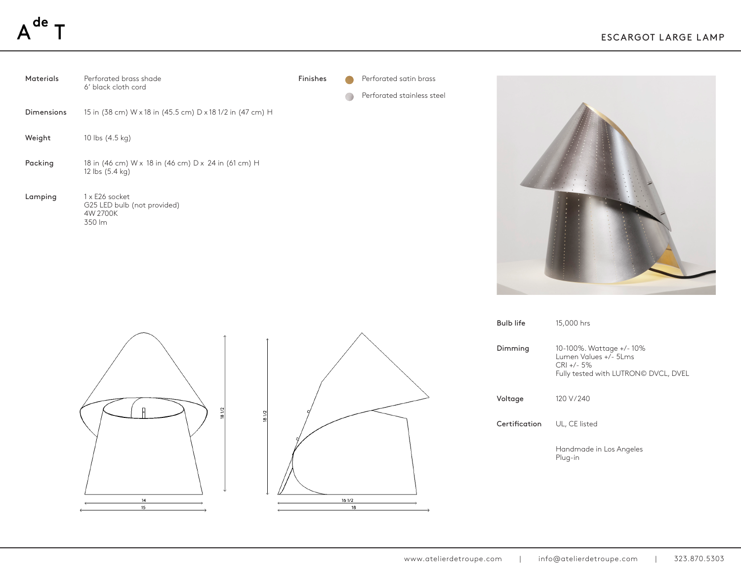A de T

# ESCARGOT LARGE LAMP

| | | | |
|---|---|---|---|
| **Materials** | Perforated brass shade<br>6' black cloth cord | **Finishes** | Perforated satin brass<br>Perforated stainless steel |
| **Dimensions** | 15 in (38 cm) W x 18 in (45.5 cm) D x 18 1/2 in (47 cm) H | | |
| **Weight** | 10 lbs (4.5 kg) | | |
| **Packing** | 18 in (46 cm) W x 18 in (46 cm) D x 24 in (61 cm) H<br>12 lbs (5.4 kg) | | |
| **Lamping** | 1 x E26 socket<br>G25 LED bulb (not provided)<br>4W 2700K<br>350 lm | | |

18 1/2

14

15

18 1/2

16 1/2

18

| | |
|---|---|
| **Bulb life** | 15,000 hrs |
| **Dimming** | 10-100%. Wattage +/- 10%<br>Lumen Values +/- 5Lms<br>CRI +/- 5%<br>Fully tested with LUTRON© DVCL, DVEL |
| **Voltage** | 120 V/240 |
| **Certification** | UL, CE listed |
| | Handmade in Los Angeles<br>Plug-in |

www.atelierdetroupe.com | info@atelierdetroupe.com | 323.870.5303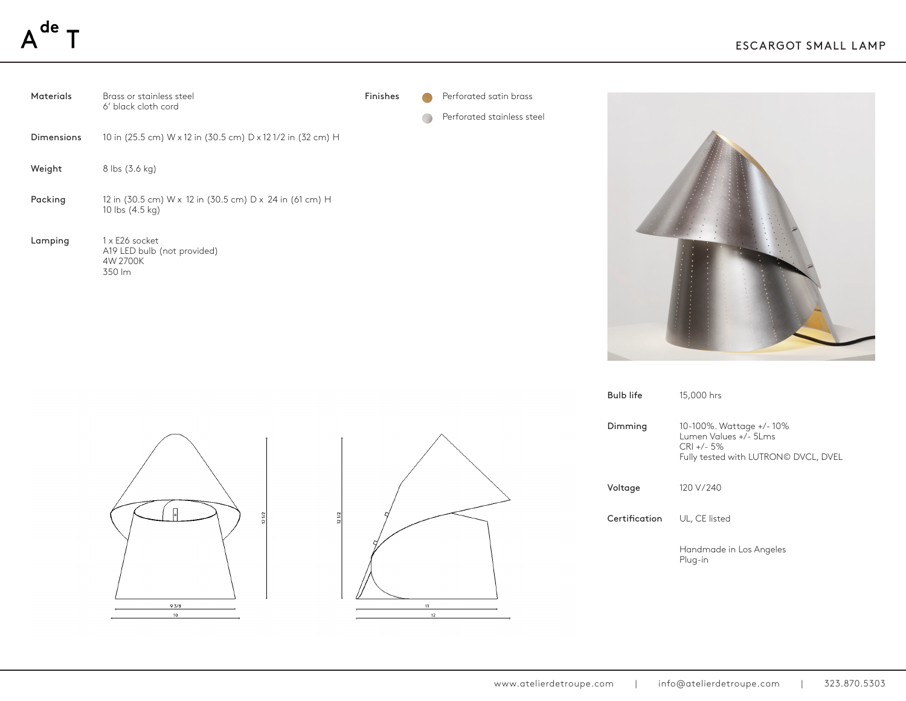# ESCARGOT SMALL LAMP

| | |
|---|---|
| Materials | Brass or stainless steel<br>6' black cloth cord |
| Dimensions | 10 in (25.5 cm) W x 12 in (30.5 cm) D x 12 1/2 in (32 cm) H |
| Weight | 8 lbs (3.6 kg) |
| Packing | 12 in (30.5 cm) W x 12 in (30.5 cm) D x 24 in (61 cm) H<br>10 lbs (4.5 kg) |
| Lamping | 1 x E26 socket<br>A19 LED bulb (not provided)<br>4W 2700K<br>350 lm |

**Finishes**

- Perforated satin brass
- Perforated stainless steel

| | |
|---|---|
| Bulb life | 15,000 hrs |
| Dimming | 10-100%. Wattage +/- 10%<br>Lumen Values +/- 5Lms<br>CRI +/- 5%<br>Fully tested with LUTRON© DVCL, DVEL |
| Voltage | 120 V/240 |
| Certification | UL, CE listed |

Handmade in Los Angeles
Plug-in

12 1/2
9 3/8
10

12 1/2
11
12

www.atelierdetroupe.com | info@atelierdetroupe.com | 323.870.5303